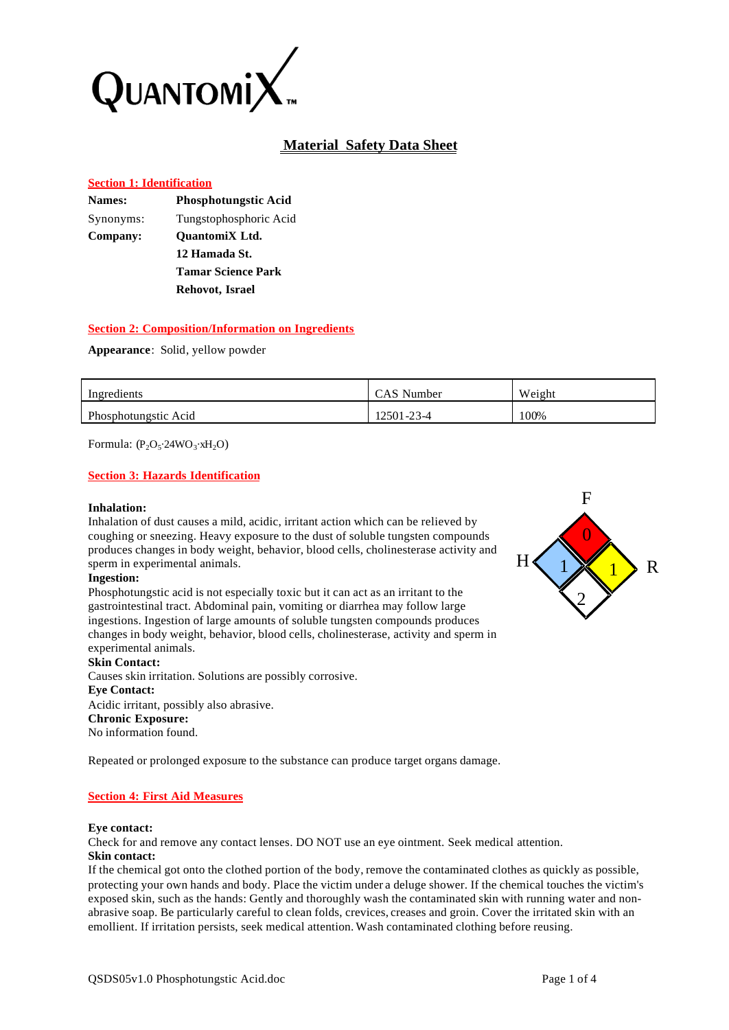QUANTOMIX™

# Material Safety Data Sheet

## Section 1: Identification

**Names:** **Phosphotungstic Acid**

Synonyms: Tungstophosphoric Acid

**Company:** **QuantomiX Ltd.**
**12 Hamada St.**
**Tamar Science Park**
**Rehovot, Israel**

## Section 2: Composition/Information on Ingredients

**Appearance**: Solid, yellow powder

| Ingredients | CAS Number | Weight |
| --- | --- | --- |
| Phosphotungstic Acid | 12501-23-4 | 100% |

Formula: ($P_2O_5 \cdot 24WO_3 \cdot xH_2O$)

## Section 3: Hazards Identification

F: 0, H: 1, R: 1, 2

**Inhalation:**
Inhalation of dust causes a mild, acidic, irritant action which can be relieved by coughing or sneezing. Heavy exposure to the dust of soluble tungsten compounds produces changes in body weight, behavior, blood cells, cholinesterase activity and sperm in experimental animals.

**Ingestion:**
Phosphotungstic acid is not especially toxic but it can act as an irritant to the gastrointestinal tract. Abdominal pain, vomiting or diarrhea may follow large ingestions. Ingestion of large amounts of soluble tungsten compounds produces changes in body weight, behavior, blood cells, cholinesterase, activity and sperm in experimental animals.

**Skin Contact:**
Causes skin irritation. Solutions are possibly corrosive.

**Eye Contact:**
Acidic irritant, possibly also abrasive.

**Chronic Exposure:**
No information found.

Repeated or prolonged exposure to the substance can produce target organs damage.

## Section 4: First Aid Measures

**Eye contact:**
Check for and remove any contact lenses. DO NOT use an eye ointment. Seek medical attention.

**Skin contact:**
If the chemical got onto the clothed portion of the body, remove the contaminated clothes as quickly as possible, protecting your own hands and body. Place the victim under a deluge shower. If the chemical touches the victim's exposed skin, such as the hands: Gently and thoroughly wash the contaminated skin with running water and non-abrasive soap. Be particularly careful to clean folds, crevices, creases and groin. Cover the irritated skin with an emollient. If irritation persists, seek medical attention. Wash contaminated clothing before reusing.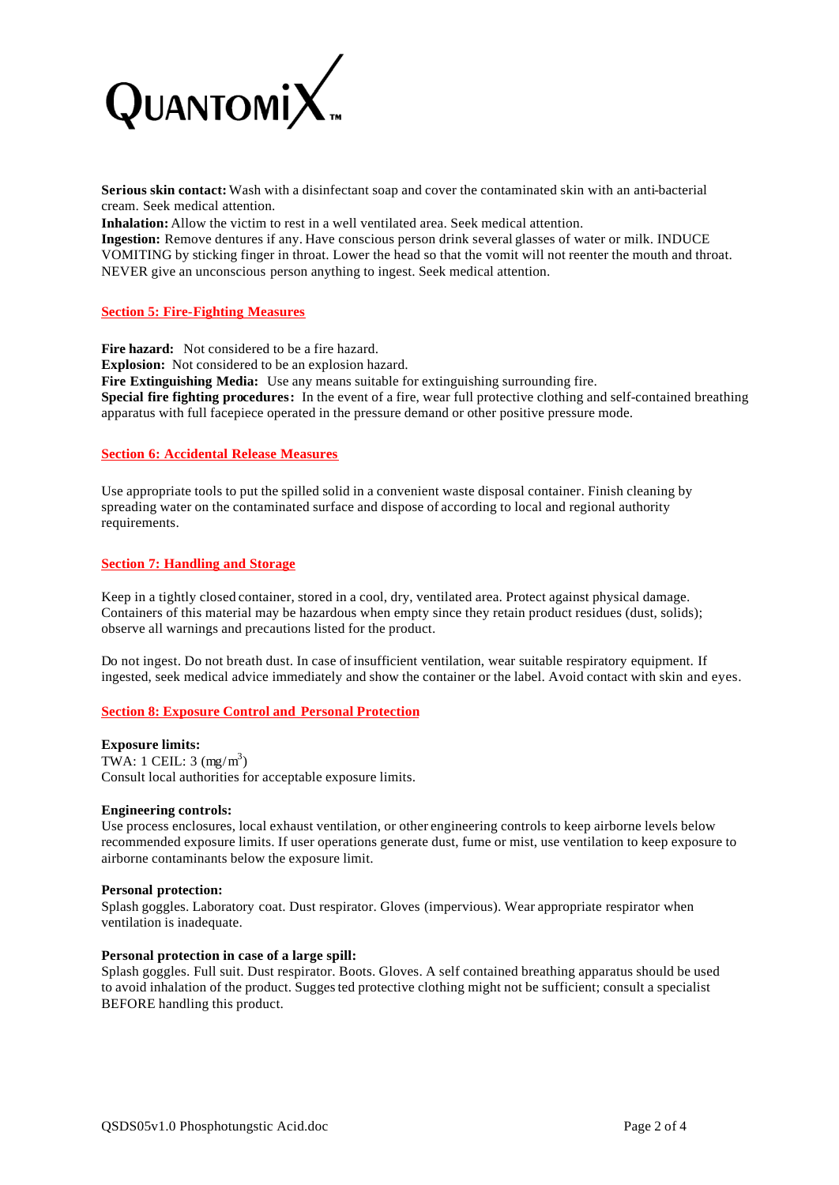**Serious skin contact:** Wash with a disinfectant soap and cover the contaminated skin with an anti-bacterial cream. Seek medical attention.
**Inhalation:** Allow the victim to rest in a well ventilated area. Seek medical attention.
**Ingestion:** Remove dentures if any. Have conscious person drink several glasses of water or milk. INDUCE VOMITING by sticking finger in throat. Lower the head so that the vomit will not reenter the mouth and throat. NEVER give an unconscious person anything to ingest. Seek medical attention.

## Section 5: Fire-Fighting Measures

**Fire hazard:** Not considered to be a fire hazard.
**Explosion:** Not considered to be an explosion hazard.
**Fire Extinguishing Media:** Use any means suitable for extinguishing surrounding fire.
**Special fire fighting procedures:** In the event of a fire, wear full protective clothing and self-contained breathing apparatus with full facepiece operated in the pressure demand or other positive pressure mode.

## Section 6: Accidental Release Measures

Use appropriate tools to put the spilled solid in a convenient waste disposal container. Finish cleaning by spreading water on the contaminated surface and dispose of according to local and regional authority requirements.

## Section 7: Handling and Storage

Keep in a tightly closed container, stored in a cool, dry, ventilated area. Protect against physical damage. Containers of this material may be hazardous when empty since they retain product residues (dust, solids); observe all warnings and precautions listed for the product.

Do not ingest. Do not breath dust. In case of insufficient ventilation, wear suitable respiratory equipment. If ingested, seek medical advice immediately and show the container or the label. Avoid contact with skin and eyes.

## Section 8: Exposure Control and Personal Protection

**Exposure limits:**
TWA: 1 CEIL: 3 ($mg/m^3$)
Consult local authorities for acceptable exposure limits.

**Engineering controls:**
Use process enclosures, local exhaust ventilation, or other engineering controls to keep airborne levels below recommended exposure limits. If user operations generate dust, fume or mist, use ventilation to keep exposure to airborne contaminants below the exposure limit.

**Personal protection:**
Splash goggles. Laboratory coat. Dust respirator. Gloves (impervious). Wear appropriate respirator when ventilation is inadequate.

**Personal protection in case of a large spill:**
Splash goggles. Full suit. Dust respirator. Boots. Gloves. A self contained breathing apparatus should be used to avoid inhalation of the product. Suggested protective clothing might not be sufficient; consult a specialist BEFORE handling this product.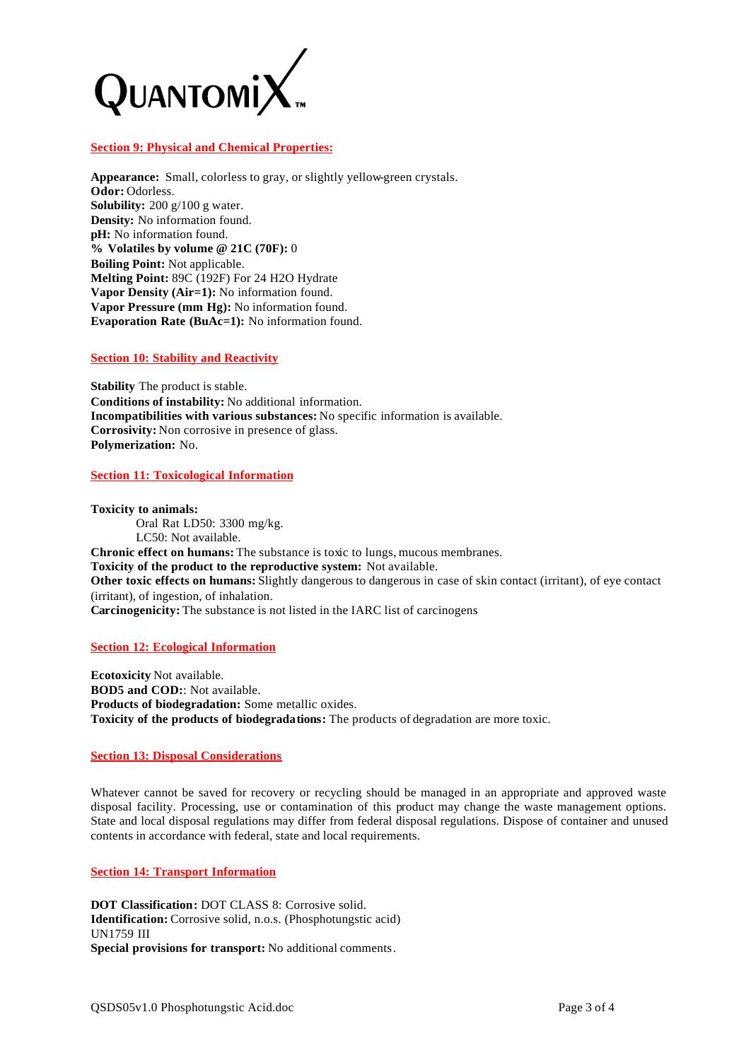QUANTOMIX™

## Section 9: Physical and Chemical Properties:

**Appearance:** Small, colorless to gray, or slightly yellow-green crystals.
**Odor:** Odorless.
**Solubility:** 200 g/100 g water.
**Density:** No information found.
**pH:** No information found.
**% Volatiles by volume @ 21C (70F):** 0
**Boiling Point:** Not applicable.
**Melting Point:** 89C (192F) For 24 $H_2O$ Hydrate
**Vapor Density (Air=1):** No information found.
**Vapor Pressure (mm Hg):** No information found.
**Evaporation Rate (BuAc=1):** No information found.

## Section 10: Stability and Reactivity

**Stability** The product is stable.
**Conditions of instability:** No additional information.
**Incompatibilities with various substances:** No specific information is available.
**Corrosivity:** Non corrosive in presence of glass.
**Polymerization:** No.

## Section 11: Toxicological Information

**Toxicity to animals:**
Oral Rat LD50: 3300 mg/kg.
LC50: Not available.
**Chronic effect on humans:** The substance is toxic to lungs, mucous membranes.
**Toxicity of the product to the reproductive system:** Not available.
**Other toxic effects on humans:** Slightly dangerous to dangerous in case of skin contact (irritant), of eye contact (irritant), of ingestion, of inhalation.
**Carcinogenicity:** The substance is not listed in the IARC list of carcinogens

## Section 12: Ecological Information

**Ecotoxicity** Not available.
**BOD5 and COD:**: Not available.
**Products of biodegradation:** Some metallic oxides.
**Toxicity of the products of biodegradations:** The products of degradation are more toxic.

## Section 13: Disposal Considerations

Whatever cannot be saved for recovery or recycling should be managed in an appropriate and approved waste disposal facility. Processing, use or contamination of this product may change the waste management options. State and local disposal regulations may differ from federal disposal regulations. Dispose of container and unused contents in accordance with federal, state and local requirements.

## Section 14: Transport Information

**DOT Classification:** DOT CLASS 8: Corrosive solid.
**Identification:** Corrosive solid, n.o.s. (Phosphotungstic acid)
UN1759 III
**Special provisions for transport:** No additional comments.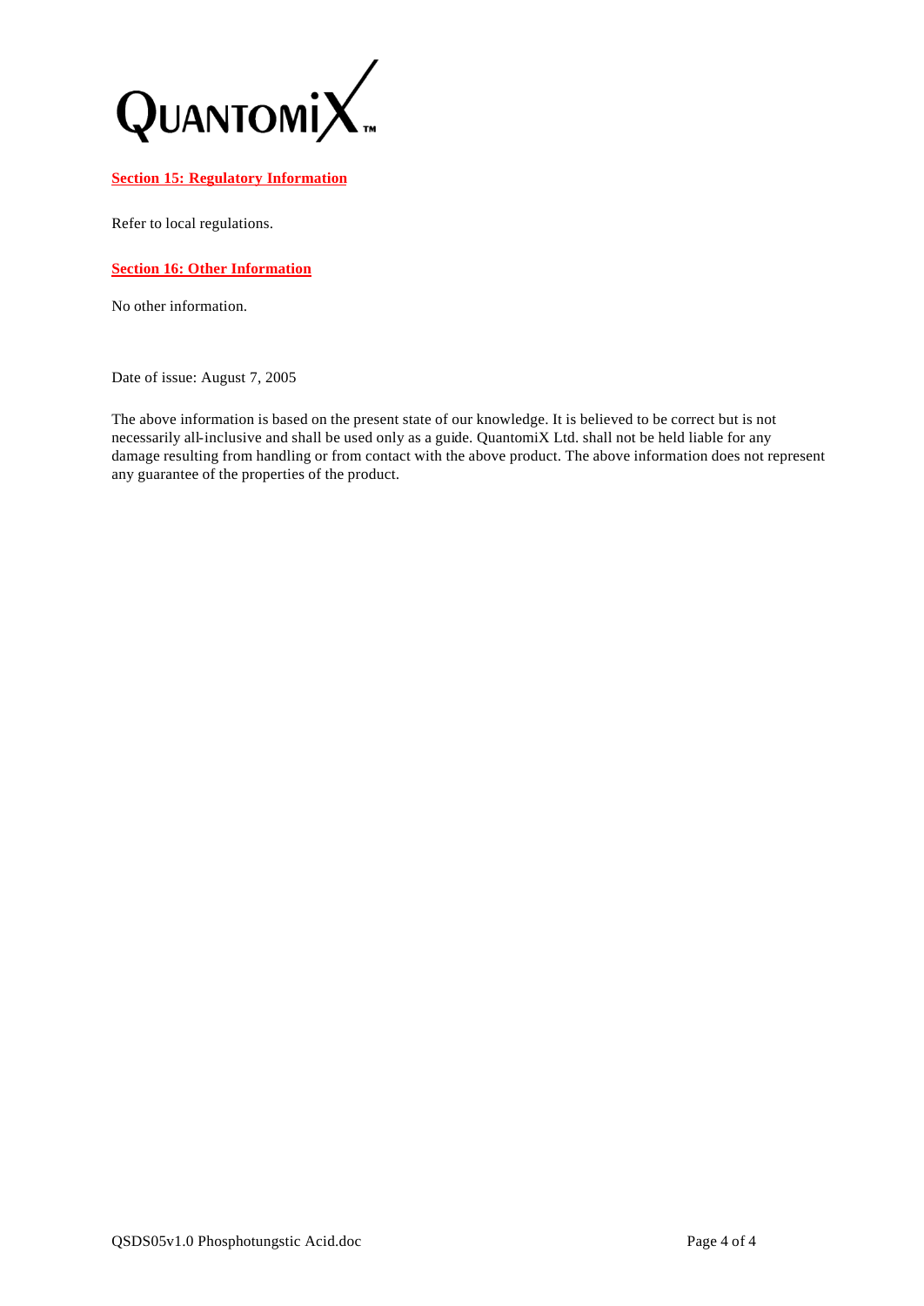## Section 15: Regulatory Information

Refer to local regulations.

## Section 16: Other Information

No other information.

Date of issue: August 7, 2005

The above information is based on the present state of our knowledge. It is believed to be correct but is not necessarily all-inclusive and shall be used only as a guide. QuantomiX Ltd. shall not be held liable for any damage resulting from handling or from contact with the above product. The above information does not represent any guarantee of the properties of the product.